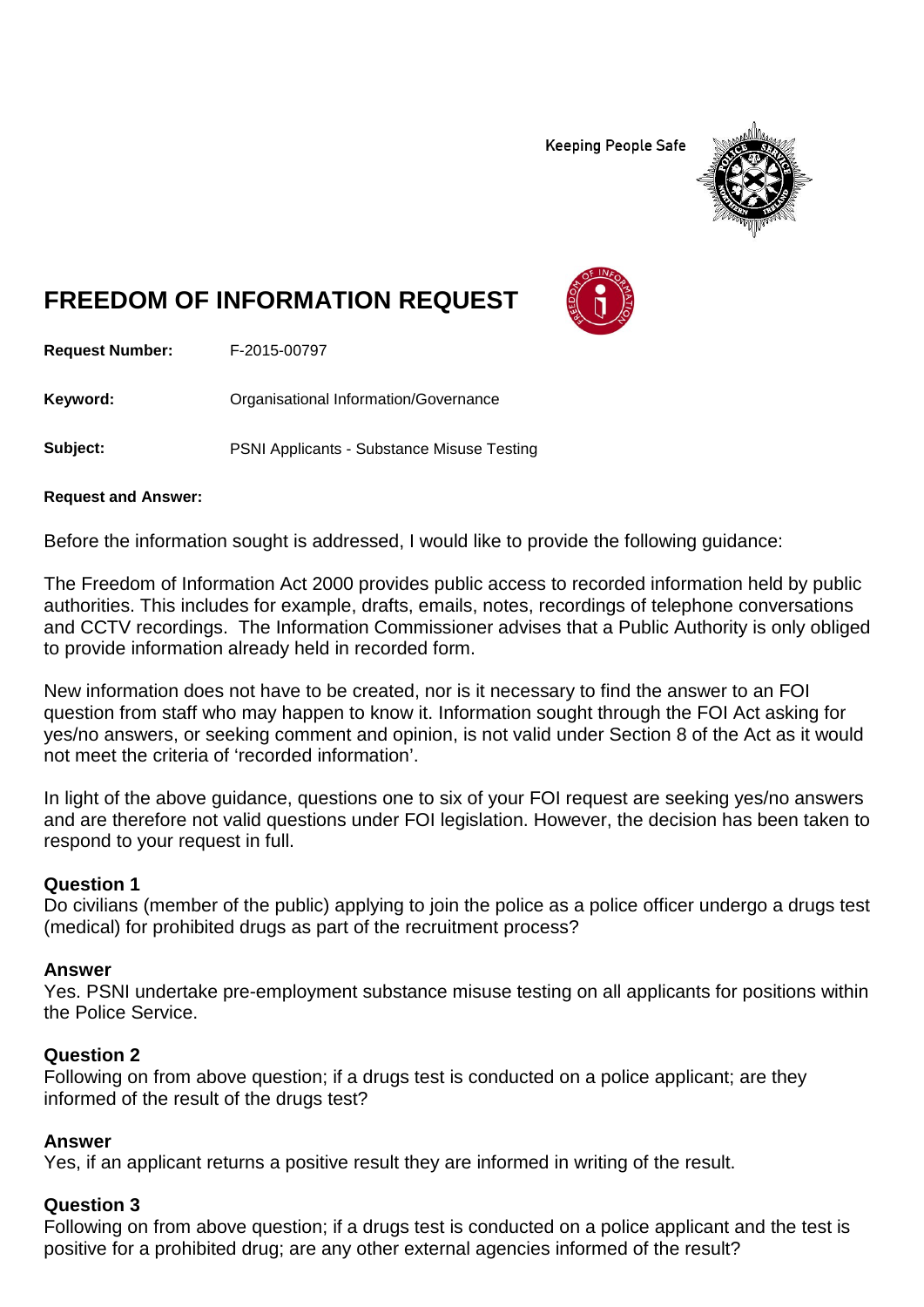Keeping People Safe

# FREEDOM OF INFORMATION REQUEST

**Request Number:** F-2015-00797

**Keyword:** Organisational Information/Governance

**Subject:** PSNI Applicants - Substance Misuse Testing

**Request and Answer:**

Before the information sought is addressed, I would like to provide the following guidance:

The Freedom of Information Act 2000 provides public access to recorded information held by public authorities. This includes for example, drafts, emails, notes, recordings of telephone conversations and CCTV recordings. The Information Commissioner advises that a Public Authority is only obliged to provide information already held in recorded form.

New information does not have to be created, nor is it necessary to find the answer to an FOI question from staff who may happen to know it. Information sought through the FOI Act asking for yes/no answers, or seeking comment and opinion, is not valid under Section 8 of the Act as it would not meet the criteria of 'recorded information'.

In light of the above guidance, questions one to six of your FOI request are seeking yes/no answers and are therefore not valid questions under FOI legislation. However, the decision has been taken to respond to your request in full.

**Question 1**
Do civilians (member of the public) applying to join the police as a police officer undergo a drugs test (medical) for prohibited drugs as part of the recruitment process?

**Answer**
Yes. PSNI undertake pre-employment substance misuse testing on all applicants for positions within the Police Service.

**Question 2**
Following on from above question; if a drugs test is conducted on a police applicant; are they informed of the result of the drugs test?

**Answer**
Yes, if an applicant returns a positive result they are informed in writing of the result.

**Question 3**
Following on from above question; if a drugs test is conducted on a police applicant and the test is positive for a prohibited drug; are any other external agencies informed of the result?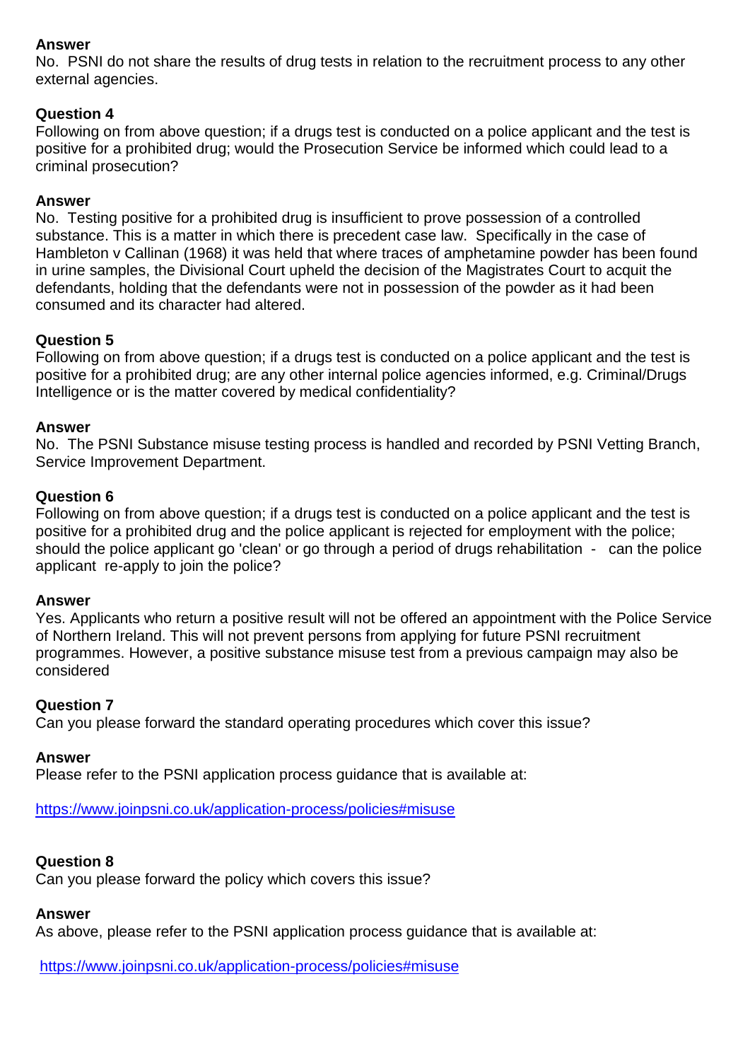**Answer**
No. PSNI do not share the results of drug tests in relation to the recruitment process to any other external agencies.

**Question 4**
Following on from above question; if a drugs test is conducted on a police applicant and the test is positive for a prohibited drug; would the Prosecution Service be informed which could lead to a criminal prosecution?

**Answer**
No. Testing positive for a prohibited drug is insufficient to prove possession of a controlled substance. This is a matter in which there is precedent case law. Specifically in the case of Hambleton v Callinan (1968) it was held that where traces of amphetamine powder has been found in urine samples, the Divisional Court upheld the decision of the Magistrates Court to acquit the defendants, holding that the defendants were not in possession of the powder as it had been consumed and its character had altered.

**Question 5**
Following on from above question; if a drugs test is conducted on a police applicant and the test is positive for a prohibited drug; are any other internal police agencies informed, e.g. Criminal/Drugs Intelligence or is the matter covered by medical confidentiality?

**Answer**
No. The PSNI Substance misuse testing process is handled and recorded by PSNI Vetting Branch, Service Improvement Department.

**Question 6**
Following on from above question; if a drugs test is conducted on a police applicant and the test is positive for a prohibited drug and the police applicant is rejected for employment with the police; should the police applicant go 'clean' or go through a period of drugs rehabilitation - can the police applicant re-apply to join the police?

**Answer**
Yes. Applicants who return a positive result will not be offered an appointment with the Police Service of Northern Ireland. This will not prevent persons from applying for future PSNI recruitment programmes. However, a positive substance misuse test from a previous campaign may also be considered

**Question 7**
Can you please forward the standard operating procedures which cover this issue?

**Answer**
Please refer to the PSNI application process guidance that is available at:

https://www.joinpsni.co.uk/application-process/policies#misuse

**Question 8**
Can you please forward the policy which covers this issue?

**Answer**
As above, please refer to the PSNI application process guidance that is available at:

https://www.joinpsni.co.uk/application-process/policies#misuse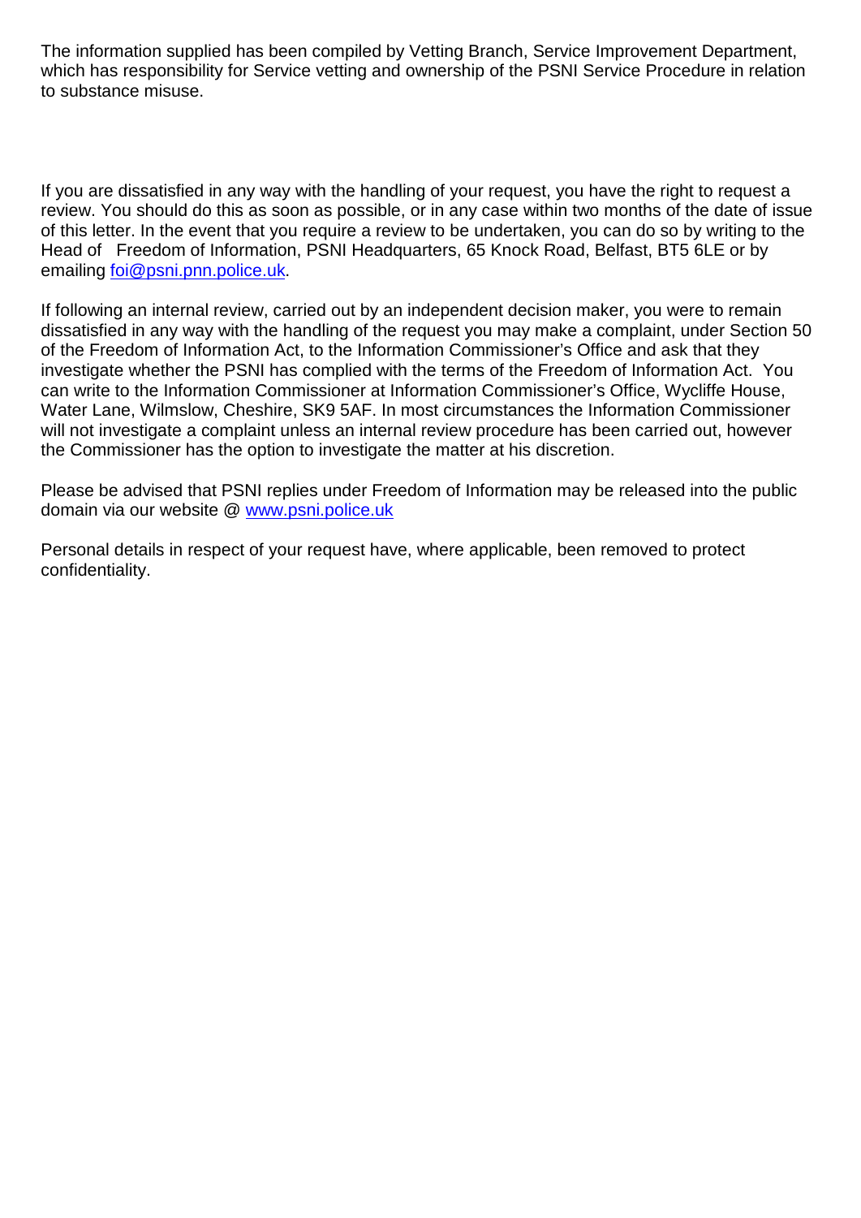The information supplied has been compiled by Vetting Branch, Service Improvement Department, which has responsibility for Service vetting and ownership of the PSNI Service Procedure in relation to substance misuse.

If you are dissatisfied in any way with the handling of your request, you have the right to request a review. You should do this as soon as possible, or in any case within two months of the date of issue of this letter. In the event that you require a review to be undertaken, you can do so by writing to the Head of Freedom of Information, PSNI Headquarters, 65 Knock Road, Belfast, BT5 6LE or by emailing [foi@psni.pnn.police.uk](mailto:foi@psni.pnn.police.uk).

If following an internal review, carried out by an independent decision maker, you were to remain dissatisfied in any way with the handling of the request you may make a complaint, under Section 50 of the Freedom of Information Act, to the Information Commissioner's Office and ask that they investigate whether the PSNI has complied with the terms of the Freedom of Information Act. You can write to the Information Commissioner at Information Commissioner's Office, Wycliffe House, Water Lane, Wilmslow, Cheshire, SK9 5AF. In most circumstances the Information Commissioner will not investigate a complaint unless an internal review procedure has been carried out, however the Commissioner has the option to investigate the matter at his discretion.

Please be advised that PSNI replies under Freedom of Information may be released into the public domain via our website @ [www.psni.police.uk](http://www.psni.police.uk)

Personal details in respect of your request have, where applicable, been removed to protect confidentiality.